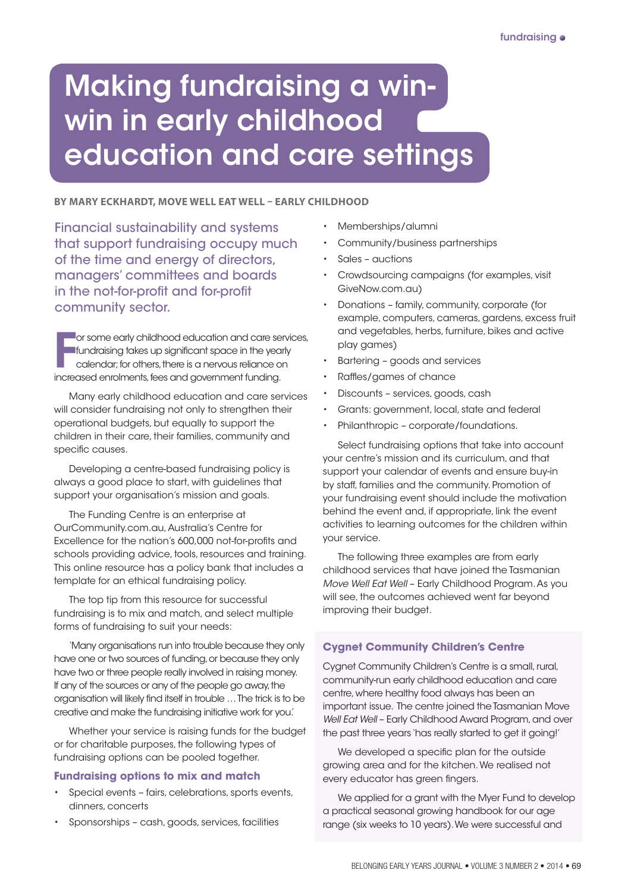# Making fundraising a win-win in early childhood education and care settings

**BY MARY ECKHARDT, MOVE WELL EAT WELL – EARLY CHILDHOOD**

Financial sustainability and systems that support fundraising occupy much of the time and energy of directors, managers' committees and boards in the not-for-profit and for-profit community sector.

For some early childhood education and care services, fundraising takes up significant space in the yearly calendar; for others, there is a nervous reliance on increased enrolments, fees and government funding.

Many early childhood education and care services will consider fundraising not only to strengthen their operational budgets, but equally to support the children in their care, their families, community and specific causes.

Developing a centre-based fundraising policy is always a good place to start, with guidelines that support your organisation's mission and goals.

The Funding Centre is an enterprise at OurCommunity.com.au, Australia's Centre for Excellence for the nation's 600,000 not-for-profits and schools providing advice, tools, resources and training. This online resource has a policy bank that includes a template for an ethical fundraising policy.

The top tip from this resource for successful fundraising is to mix and match, and select multiple forms of fundraising to suit your needs:

'Many organisations run into trouble because they only have one or two sources of funding, or because they only have two or three people really involved in raising money. If any of the sources or any of the people go away, the organisation will likely find itself in trouble … The trick is to be creative and make the fundraising initiative work for you.'

Whether your service is raising funds for the budget or for charitable purposes, the following types of fundraising options can be pooled together.

### Fundraising options to mix and match

- Special events – fairs, celebrations, sports events, dinners, concerts
- Sponsorships – cash, goods, services, facilities
- Memberships/alumni
- Community/business partnerships
- Sales – auctions
- Crowdsourcing campaigns (for examples, visit GiveNow.com.au)
- Donations – family, community, corporate (for example, computers, cameras, gardens, excess fruit and vegetables, herbs, furniture, bikes and active play games)
- Bartering – goods and services
- Raffles/games of chance
- Discounts – services, goods, cash
- Grants: government, local, state and federal
- Philanthropic – corporate/foundations.

Select fundraising options that take into account your centre's mission and its curriculum, and that support your calendar of events and ensure buy-in by staff, families and the community. Promotion of your fundraising event should include the motivation behind the event and, if appropriate, link the event activities to learning outcomes for the children within your service.

The following three examples are from early childhood services that have joined the Tasmanian *Move Well Eat Well* – Early Childhood Program. As you will see, the outcomes achieved went far beyond improving their budget.

### Cygnet Community Children's Centre

Cygnet Community Children's Centre is a small, rural, community-run early childhood education and care centre, where healthy food always has been an important issue. The centre joined the Tasmanian Move *Well Eat Well* – Early Childhood Award Program, and over the past three years 'has really started to get it going!'

We developed a specific plan for the outside growing area and for the kitchen. We realised not every educator has green fingers.

We applied for a grant with the Myer Fund to develop a practical seasonal growing handbook for our age range (six weeks to 10 years). We were successful and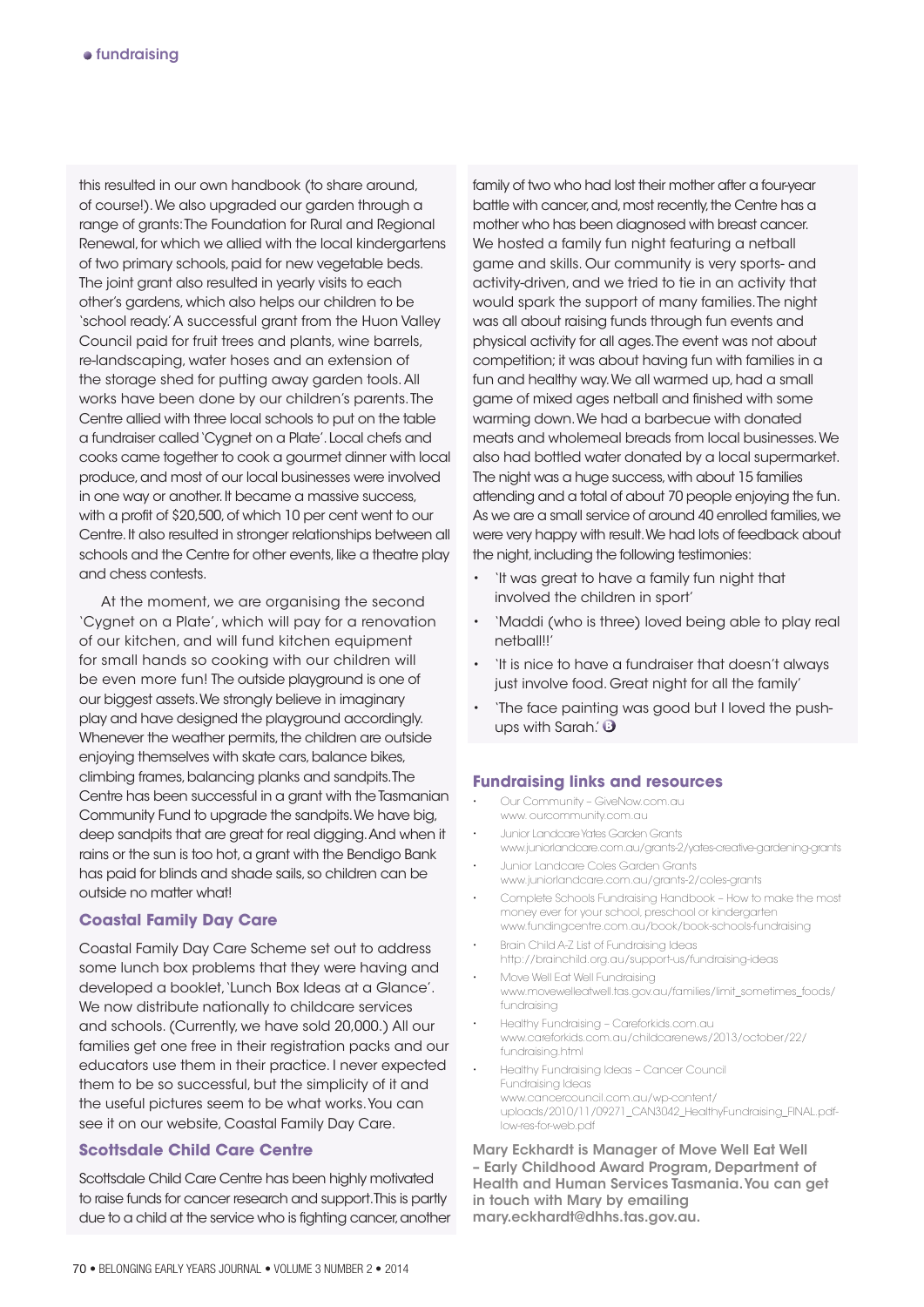this resulted in our own handbook (to share around, of course!). We also upgraded our garden through a range of grants: The Foundation for Rural and Regional Renewal, for which we allied with the local kindergartens of two primary schools, paid for new vegetable beds. The joint grant also resulted in yearly visits to each other's gardens, which also helps our children to be 'school ready.' A successful grant from the Huon Valley Council paid for fruit trees and plants, wine barrels, re-landscaping, water hoses and an extension of the storage shed for putting away garden tools. All works have been done by our children's parents. The Centre allied with three local schools to put on the table a fundraiser called 'Cygnet on a Plate'. Local chefs and cooks came together to cook a gourmet dinner with local produce, and most of our local businesses were involved in one way or another. It became a massive success, with a profit of $20,500, of which 10 per cent went to our Centre. It also resulted in stronger relationships between all schools and the Centre for other events, like a theatre play and chess contests.

At the moment, we are organising the second 'Cygnet on a Plate', which will pay for a renovation of our kitchen, and will fund kitchen equipment for small hands so cooking with our children will be even more fun! The outside playground is one of our biggest assets. We strongly believe in imaginary play and have designed the playground accordingly. Whenever the weather permits, the children are outside enjoying themselves with skate cars, balance bikes, climbing frames, balancing planks and sandpits. The Centre has been successful in a grant with the Tasmanian Community Fund to upgrade the sandpits. We have big, deep sandpits that are great for real digging. And when it rains or the sun is too hot, a grant with the Bendigo Bank has paid for blinds and shade sails, so children can be outside no matter what!

### Coastal Family Day Care

Coastal Family Day Care Scheme set out to address some lunch box problems that they were having and developed a booklet, 'Lunch Box Ideas at a Glance'. We now distribute nationally to childcare services and schools. (Currently, we have sold 20,000.) All our families get one free in their registration packs and our educators use them in their practice. I never expected them to be so successful, but the simplicity of it and the useful pictures seem to be what works. You can see it on our website, Coastal Family Day Care.

### Scottsdale Child Care Centre

Scottsdale Child Care Centre has been highly motivated to raise funds for cancer research and support. This is partly due to a child at the service who is fighting cancer, another family of two who had lost their mother after a four-year battle with cancer, and, most recently, the Centre has a mother who has been diagnosed with breast cancer. We hosted a family fun night featuring a netball game and skills. Our community is very sports- and activity-driven, and we tried to tie in an activity that would spark the support of many families. The night was all about raising funds through fun events and physical activity for all ages. The event was not about competition; it was about having fun with families in a fun and healthy way. We all warmed up, had a small game of mixed ages netball and finished with some warming down. We had a barbecue with donated meats and wholemeal breads from local businesses. We also had bottled water donated by a local supermarket. The night was a huge success, with about 15 families attending and a total of about 70 people enjoying the fun. As we are a small service of around 40 enrolled families, we were very happy with result. We had lots of feedback about the night, including the following testimonies:

- 'It was great to have a family fun night that involved the children in sport'
- 'Maddi (who is three) loved being able to play real netball!!'
- 'It is nice to have a fundraiser that doesn't always just involve food. Great night for all the family'
- 'The face painting was good but I loved the push-ups with Sarah.'

### Fundraising links and resources

- Our Community – GiveNow.com.au
  www. ourcommunity.com.au
- Junior Landcare Yates Garden Grants
  www.juniorlandcare.com.au/grants-2/yates-creative-gardening-grants
- Junior Landcare Coles Garden Grants
  www.juniorlandcare.com.au/grants-2/coles-grants
- Complete Schools Fundraising Handbook – How to make the most money ever for your school, preschool or kindergarten
  www.fundingcentre.com.au/book/book-schools-fundraising
- Brain Child A-Z List of Fundraising Ideas
  http://brainchild.org.au/support-us/fundraising-ideas
- Move Well Eat Well Fundraising
  www.movewelleatwell.tas.gov.au/families/limit_sometimes_foods/fundraising
- Healthy Fundraising – Careforkids.com.au
  www.careforkids.com.au/childcarenews/2013/october/22/fundraising.html
- Healthy Fundraising Ideas – Cancer Council Fundraising Ideas
  www.cancercouncil.com.au/wp-content/uploads/2010/11/09271_CAN3042_HealthyFundraising_FINAL.pdf-low-res-for-web.pdf

**Mary Eckhardt is Manager of Move Well Eat Well – Early Childhood Award Program, Department of Health and Human Services Tasmania. You can get in touch with Mary by emailing mary.eckhardt@dhhs.tas.gov.au.**